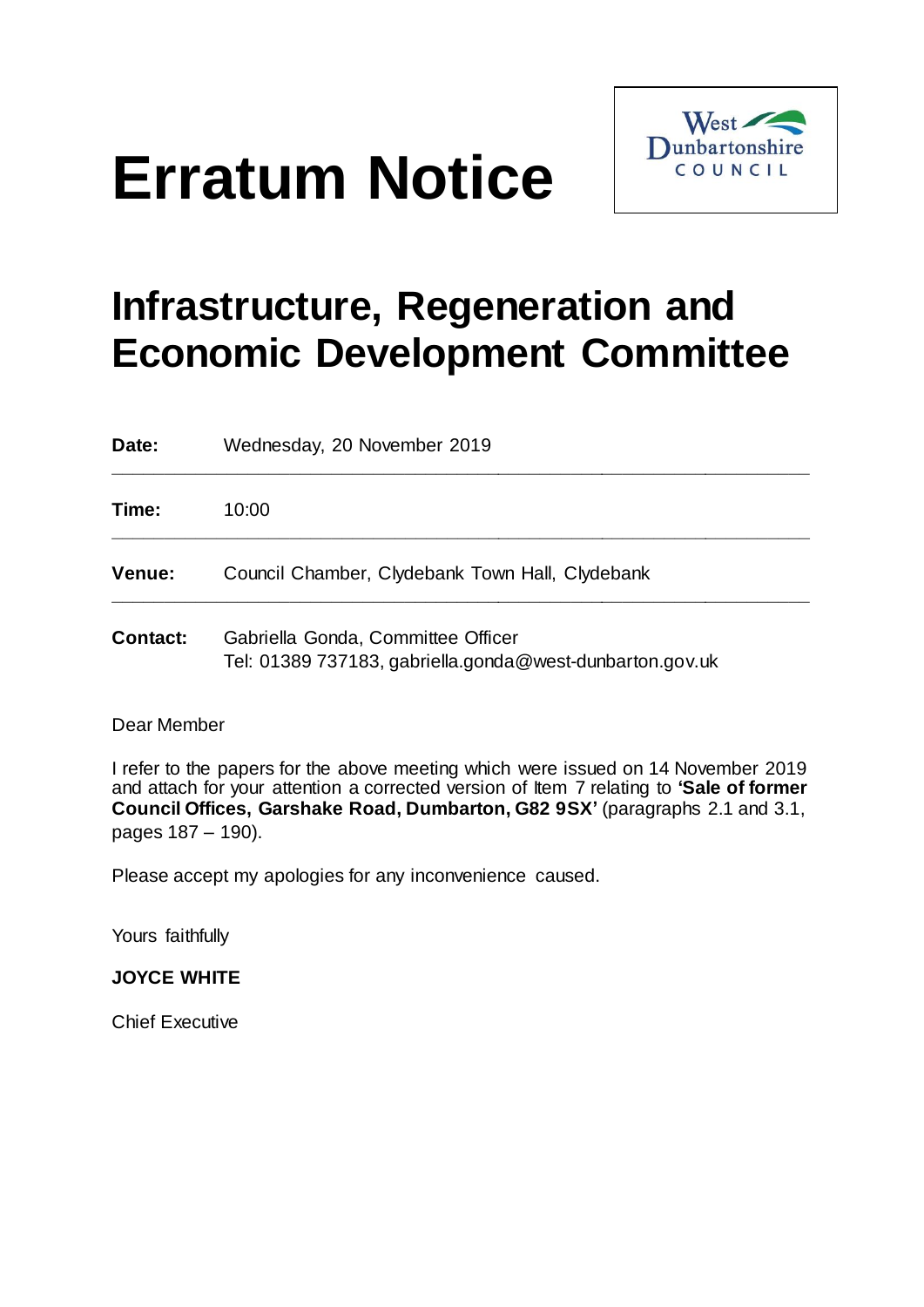# Erratum Notice

West Dunbartonshire COUNCIL

## Infrastructure, Regeneration and Economic Development Committee

**Date:** Wednesday, 20 November 2019

**Time:** 10:00

**Venue:** Council Chamber, Clydebank Town Hall, Clydebank

**Contact:** Gabriella Gonda, Committee Officer
Tel: 01389 737183, gabriella.gonda@west-dunbarton.gov.uk

Dear Member

I refer to the papers for the above meeting which were issued on 14 November 2019 and attach for your attention a corrected version of Item 7 relating to **'Sale of former Council Offices, Garshake Road, Dumbarton, G82 9SX'** (paragraphs 2.1 and 3.1, pages 187 – 190).

Please accept my apologies for any inconvenience caused.

Yours faithfully

**JOYCE WHITE**

Chief Executive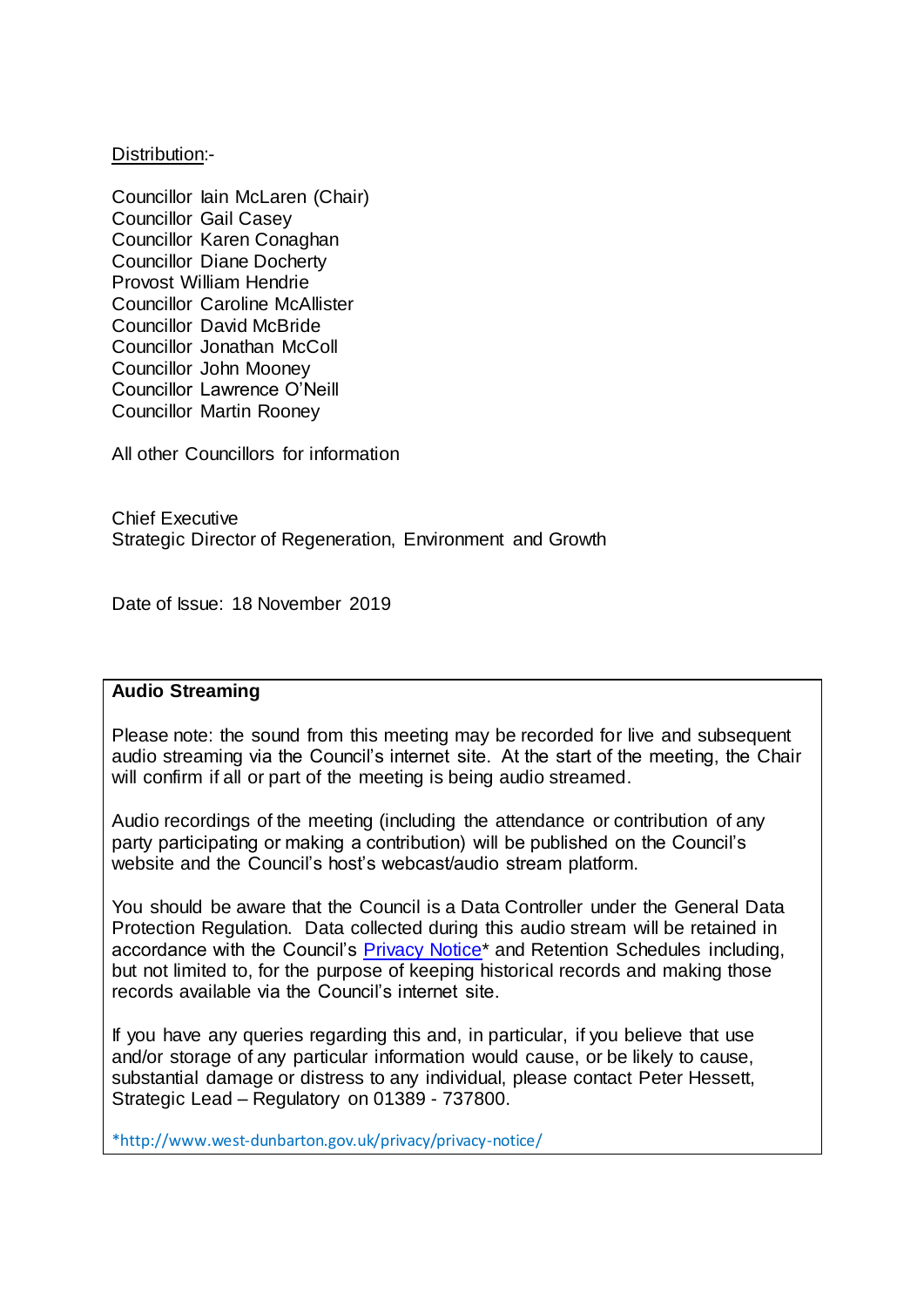<u>Distribution</u>:-

Councillor Iain McLaren (Chair)
Councillor Gail Casey
Councillor Karen Conaghan
Councillor Diane Docherty
Provost William Hendrie
Councillor Caroline McAllister
Councillor David McBride
Councillor Jonathan McColl
Councillor John Mooney
Councillor Lawrence O'Neill
Councillor Martin Rooney

All other Councillors for information

Chief Executive
Strategic Director of Regeneration, Environment and Growth

Date of Issue: 18 November 2019

**Audio Streaming**

Please note: the sound from this meeting may be recorded for live and subsequent audio streaming via the Council's internet site. At the start of the meeting, the Chair will confirm if all or part of the meeting is being audio streamed.

Audio recordings of the meeting (including the attendance or contribution of any party participating or making a contribution) will be published on the Council's website and the Council's host's webcast/audio stream platform.

You should be aware that the Council is a Data Controller under the General Data Protection Regulation. Data collected during this audio stream will be retained in accordance with the Council's Privacy Notice* and Retention Schedules including, but not limited to, for the purpose of keeping historical records and making those records available via the Council's internet site.

If you have any queries regarding this and, in particular, if you believe that use and/or storage of any particular information would cause, or be likely to cause, substantial damage or distress to any individual, please contact Peter Hessett, Strategic Lead – Regulatory on 01389 - 737800.

*http://www.west-dunbarton.gov.uk/privacy/privacy-notice/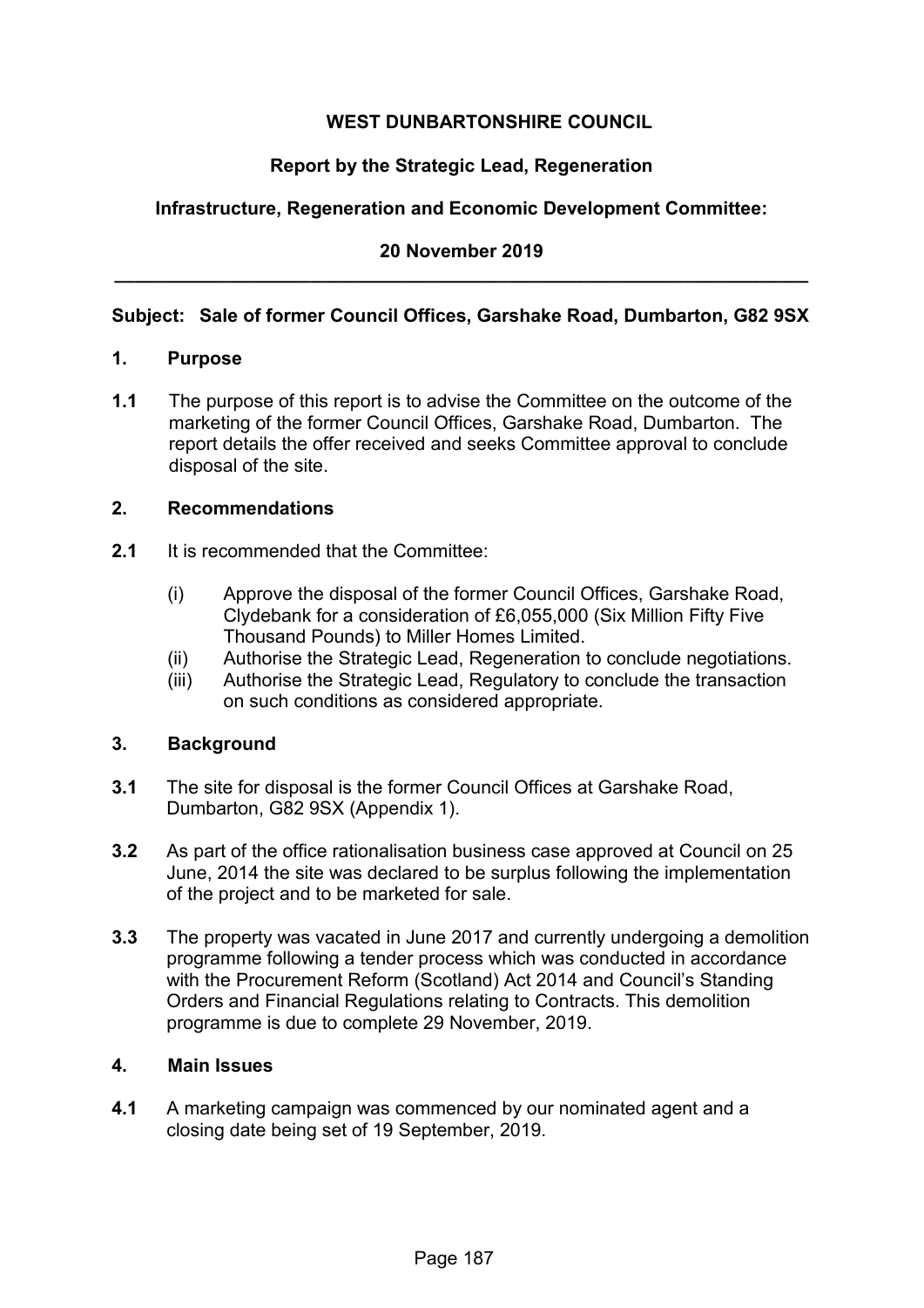**WEST DUNBARTONSHIRE COUNCIL**

**Report by the Strategic Lead, Regeneration**

**Infrastructure, Regeneration and Economic Development Committee:**

**20 November 2019**

---

**Subject: Sale of former Council Offices, Garshake Road, Dumbarton, G82 9SX**

## 1. Purpose

**1.1** The purpose of this report is to advise the Committee on the outcome of the marketing of the former Council Offices, Garshake Road, Dumbarton. The report details the offer received and seeks Committee approval to conclude disposal of the site.

## 2. Recommendations

**2.1** It is recommended that the Committee:

(i) Approve the disposal of the former Council Offices, Garshake Road, Clydebank for a consideration of £6,055,000 (Six Million Fifty Five Thousand Pounds) to Miller Homes Limited.

(ii) Authorise the Strategic Lead, Regeneration to conclude negotiations.

(iii) Authorise the Strategic Lead, Regulatory to conclude the transaction on such conditions as considered appropriate.

## 3. Background

**3.1** The site for disposal is the former Council Offices at Garshake Road, Dumbarton, G82 9SX (Appendix 1).

**3.2** As part of the office rationalisation business case approved at Council on 25 June, 2014 the site was declared to be surplus following the implementation of the project and to be marketed for sale.

**3.3** The property was vacated in June 2017 and currently undergoing a demolition programme following a tender process which was conducted in accordance with the Procurement Reform (Scotland) Act 2014 and Council's Standing Orders and Financial Regulations relating to Contracts. This demolition programme is due to complete 29 November, 2019.

## 4. Main Issues

**4.1** A marketing campaign was commenced by our nominated agent and a closing date being set of 19 September, 2019.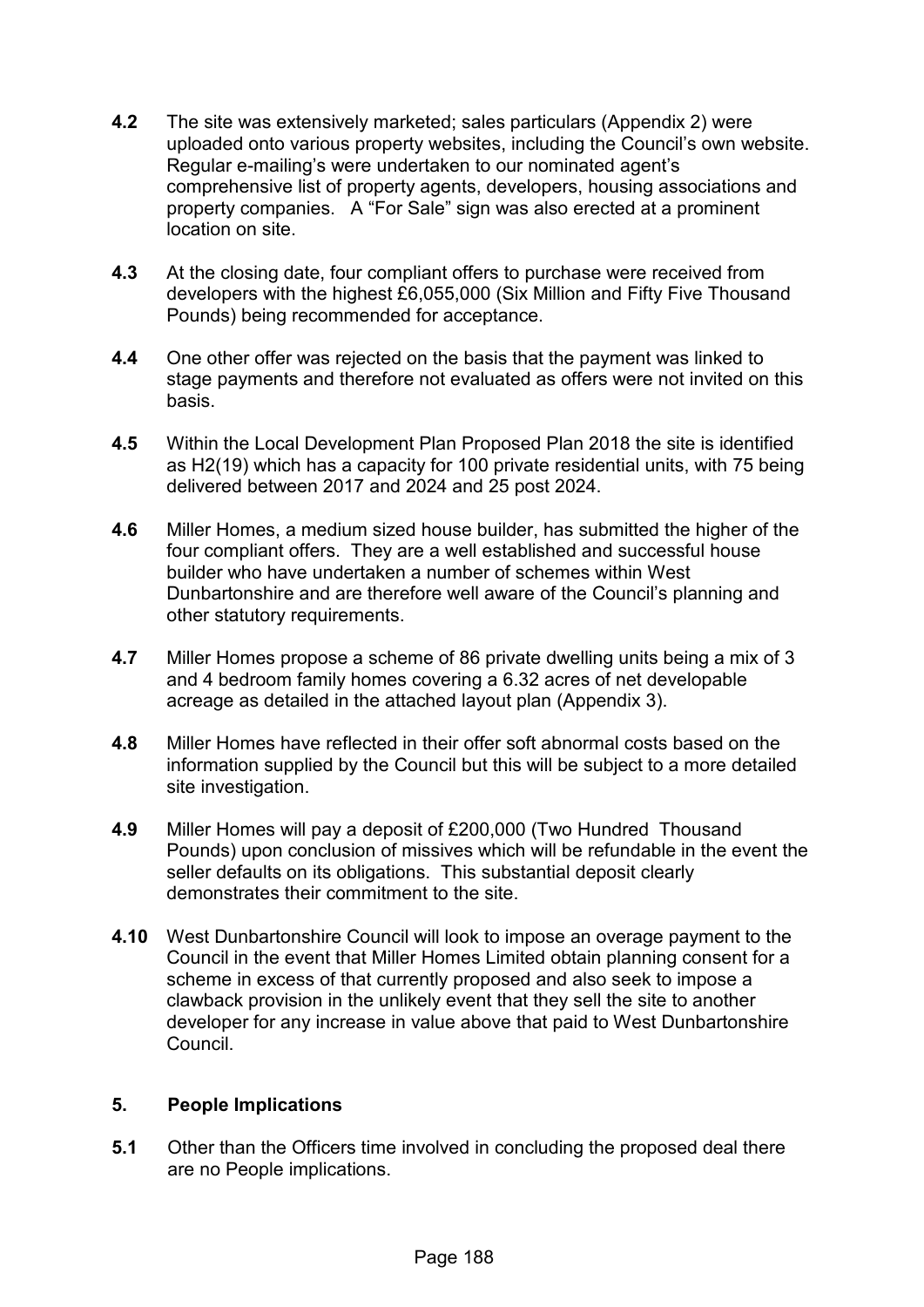**4.2** The site was extensively marketed; sales particulars (Appendix 2) were uploaded onto various property websites, including the Council's own website. Regular e-mailing's were undertaken to our nominated agent's comprehensive list of property agents, developers, housing associations and property companies. A "For Sale" sign was also erected at a prominent location on site.

**4.3** At the closing date, four compliant offers to purchase were received from developers with the highest £6,055,000 (Six Million and Fifty Five Thousand Pounds) being recommended for acceptance.

**4.4** One other offer was rejected on the basis that the payment was linked to stage payments and therefore not evaluated as offers were not invited on this basis.

**4.5** Within the Local Development Plan Proposed Plan 2018 the site is identified as H2(19) which has a capacity for 100 private residential units, with 75 being delivered between 2017 and 2024 and 25 post 2024.

**4.6** Miller Homes, a medium sized house builder, has submitted the higher of the four compliant offers. They are a well established and successful house builder who have undertaken a number of schemes within West Dunbartonshire and are therefore well aware of the Council's planning and other statutory requirements.

**4.7** Miller Homes propose a scheme of 86 private dwelling units being a mix of 3 and 4 bedroom family homes covering a 6.32 acres of net developable acreage as detailed in the attached layout plan (Appendix 3).

**4.8** Miller Homes have reflected in their offer soft abnormal costs based on the information supplied by the Council but this will be subject to a more detailed site investigation.

**4.9** Miller Homes will pay a deposit of £200,000 (Two Hundred Thousand Pounds) upon conclusion of missives which will be refundable in the event the seller defaults on its obligations. This substantial deposit clearly demonstrates their commitment to the site.

**4.10** West Dunbartonshire Council will look to impose an overage payment to the Council in the event that Miller Homes Limited obtain planning consent for a scheme in excess of that currently proposed and also seek to impose a clawback provision in the unlikely event that they sell the site to another developer for any increase in value above that paid to West Dunbartonshire Council.

## 5. People Implications

**5.1** Other than the Officers time involved in concluding the proposed deal there are no People implications.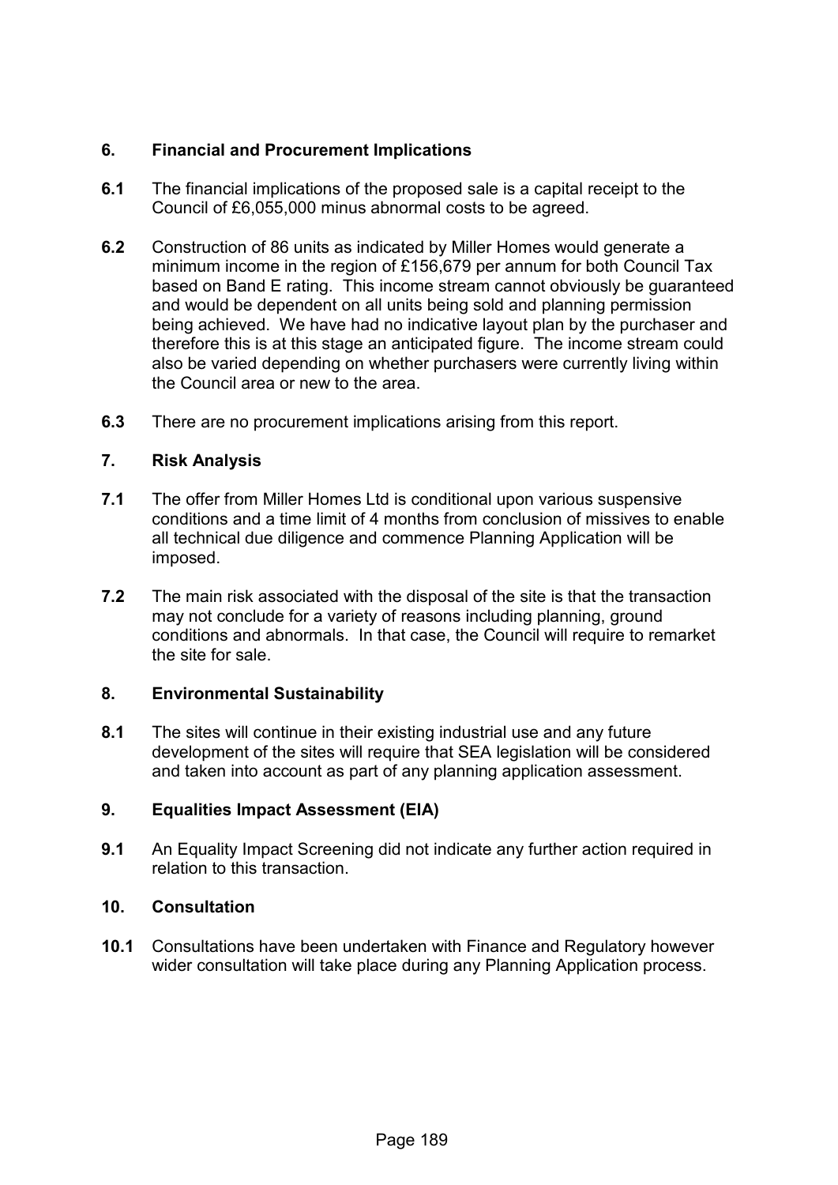## 6. Financial and Procurement Implications

**6.1** The financial implications of the proposed sale is a capital receipt to the Council of £6,055,000 minus abnormal costs to be agreed.

**6.2** Construction of 86 units as indicated by Miller Homes would generate a minimum income in the region of £156,679 per annum for both Council Tax based on Band E rating. This income stream cannot obviously be guaranteed and would be dependent on all units being sold and planning permission being achieved. We have had no indicative layout plan by the purchaser and therefore this is at this stage an anticipated figure. The income stream could also be varied depending on whether purchasers were currently living within the Council area or new to the area.

**6.3** There are no procurement implications arising from this report.

## 7. Risk Analysis

**7.1** The offer from Miller Homes Ltd is conditional upon various suspensive conditions and a time limit of 4 months from conclusion of missives to enable all technical due diligence and commence Planning Application will be imposed.

**7.2** The main risk associated with the disposal of the site is that the transaction may not conclude for a variety of reasons including planning, ground conditions and abnormals. In that case, the Council will require to remarket the site for sale.

## 8. Environmental Sustainability

**8.1** The sites will continue in their existing industrial use and any future development of the sites will require that SEA legislation will be considered and taken into account as part of any planning application assessment.

## 9. Equalities Impact Assessment (EIA)

**9.1** An Equality Impact Screening did not indicate any further action required in relation to this transaction.

## 10. Consultation

**10.1** Consultations have been undertaken with Finance and Regulatory however wider consultation will take place during any Planning Application process.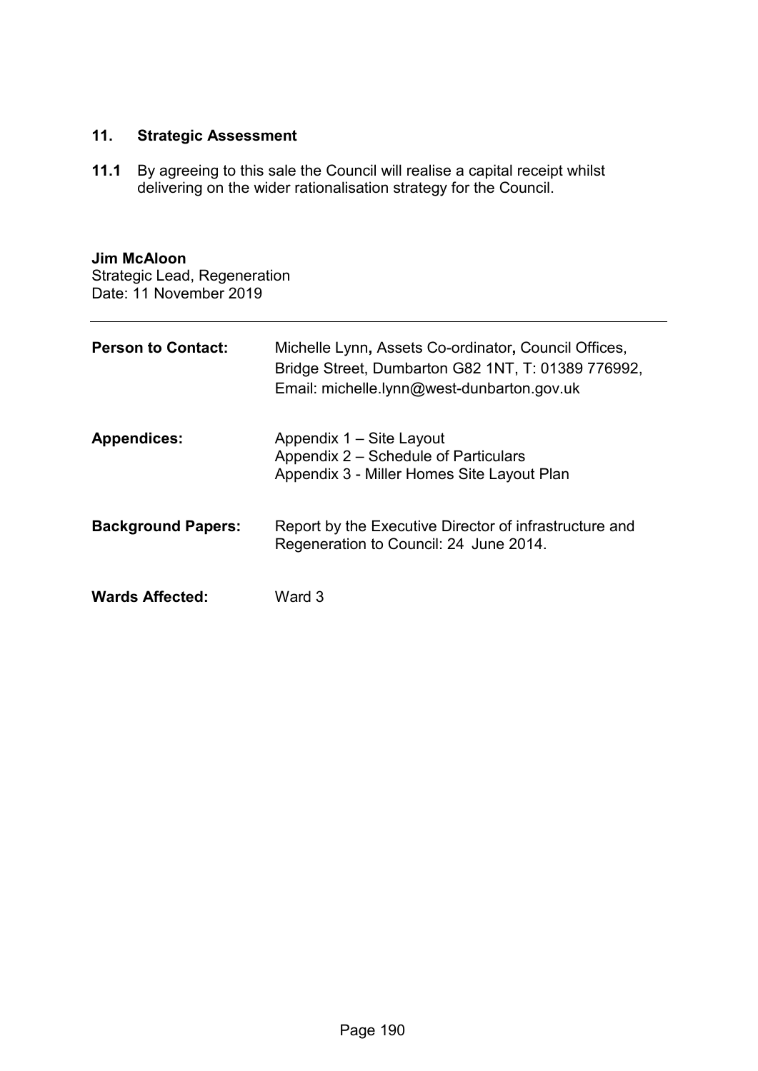## 11. Strategic Assessment

**11.1** By agreeing to this sale the Council will realise a capital receipt whilst delivering on the wider rationalisation strategy for the Council.

**Jim McAloon**
Strategic Lead, Regeneration
Date: 11 November 2019

---

| | |
|---|---|
| **Person to Contact:** | Michelle Lynn**,** Assets Co-ordinator**,** Council Offices, Bridge Street, Dumbarton G82 1NT, T: 01389 776992, Email: michelle.lynn@west-dunbarton.gov.uk |
| **Appendices:** | Appendix 1 – Site Layout<br>Appendix 2 – Schedule of Particulars<br>Appendix 3 - Miller Homes Site Layout Plan |
| **Background Papers:** | Report by the Executive Director of infrastructure and Regeneration to Council: 24 June 2014. |
| **Wards Affected:** | Ward 3 |